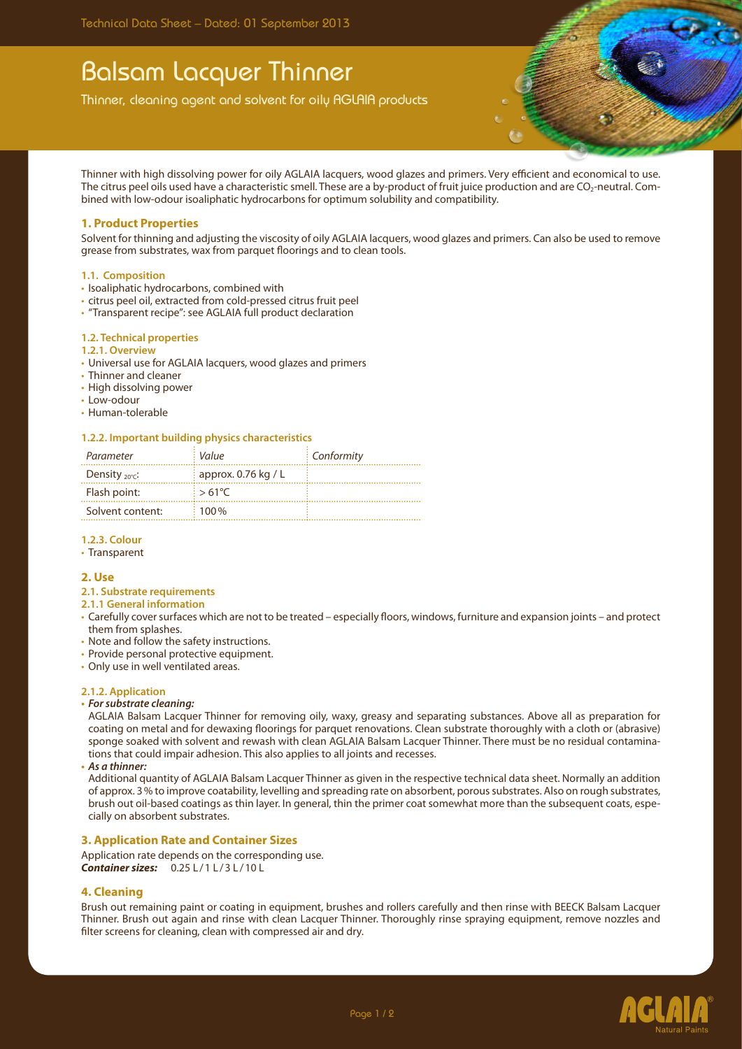# Balsam Lacquer Thinner

Thinner, cleaning agent and solvent for oily AGLAIA products

Thinner with high dissolving power for oily AGLAIA lacquers, wood glazes and primers. Very efficient and economical to use. The citrus peel oils used have a characteristic smell. These are a by-product of fruit juice production and are $CO_2$-neutral. Combined with low-odour isoaliphatic hydrocarbons for optimum solubility and compatibility.

## 1. Product Properties

Solvent for thinning and adjusting the viscosity of oily AGLAIA lacquers, wood glazes and primers. Can also be used to remove grease from substrates, wax from parquet floorings and to clean tools.

### 1.1. Composition

- Isoaliphatic hydrocarbons, combined with
- citrus peel oil, extracted from cold-pressed citrus fruit peel
- "Transparent recipe": see AGLAIA full product declaration

### 1.2. Technical properties

#### 1.2.1. Overview

- Universal use for AGLAIA lacquers, wood glazes and primers
- Thinner and cleaner
- High dissolving power
- Low-odour
- Human-tolerable

#### 1.2.2. Important building physics characteristics

| Parameter | Value | Conformity |
|---|---|---|
| Density $_{20°C}$: | approx. 0.76 kg / L | |
| Flash point: | > 61°C | |
| Solvent content: | 100 % | |

#### 1.2.3. Colour

- Transparent

## 2. Use

### 2.1. Substrate requirements

#### 2.1.1 General information

- Carefully cover surfaces which are not to be treated – especially floors, windows, furniture and expansion joints – and protect them from splashes.
- Note and follow the safety instructions.
- Provide personal protective equipment.
- Only use in well ventilated areas.

#### 2.1.2. Application

- ***For substrate cleaning:***
  AGLAIA Balsam Lacquer Thinner for removing oily, waxy, greasy and separating substances. Above all as preparation for coating on metal and for dewaxing floorings for parquet renovations. Clean substrate thoroughly with a cloth or (abrasive) sponge soaked with solvent and rewash with clean AGLAIA Balsam Lacquer Thinner. There must be no residual contaminations that could impair adhesion. This also applies to all joints and recesses.
- ***As a thinner:***
  Additional quantity of AGLAIA Balsam Lacquer Thinner as given in the respective technical data sheet. Normally an addition of approx. 3 % to improve coatability, levelling and spreading rate on absorbent, porous substrates. Also on rough substrates, brush out oil-based coatings as thin layer. In general, thin the primer coat somewhat more than the subsequent coats, especially on absorbent substrates.

## 3. Application Rate and Container Sizes

Application rate depends on the corresponding use.
***Container sizes:*** 0.25 L / 1 L / 3 L / 10 L

## 4. Cleaning

Brush out remaining paint or coating in equipment, brushes and rollers carefully and then rinse with BEECK Balsam Lacquer Thinner. Brush out again and rinse with clean Lacquer Thinner. Thoroughly rinse spraying equipment, remove nozzles and filter screens for cleaning, clean with compressed air and dry.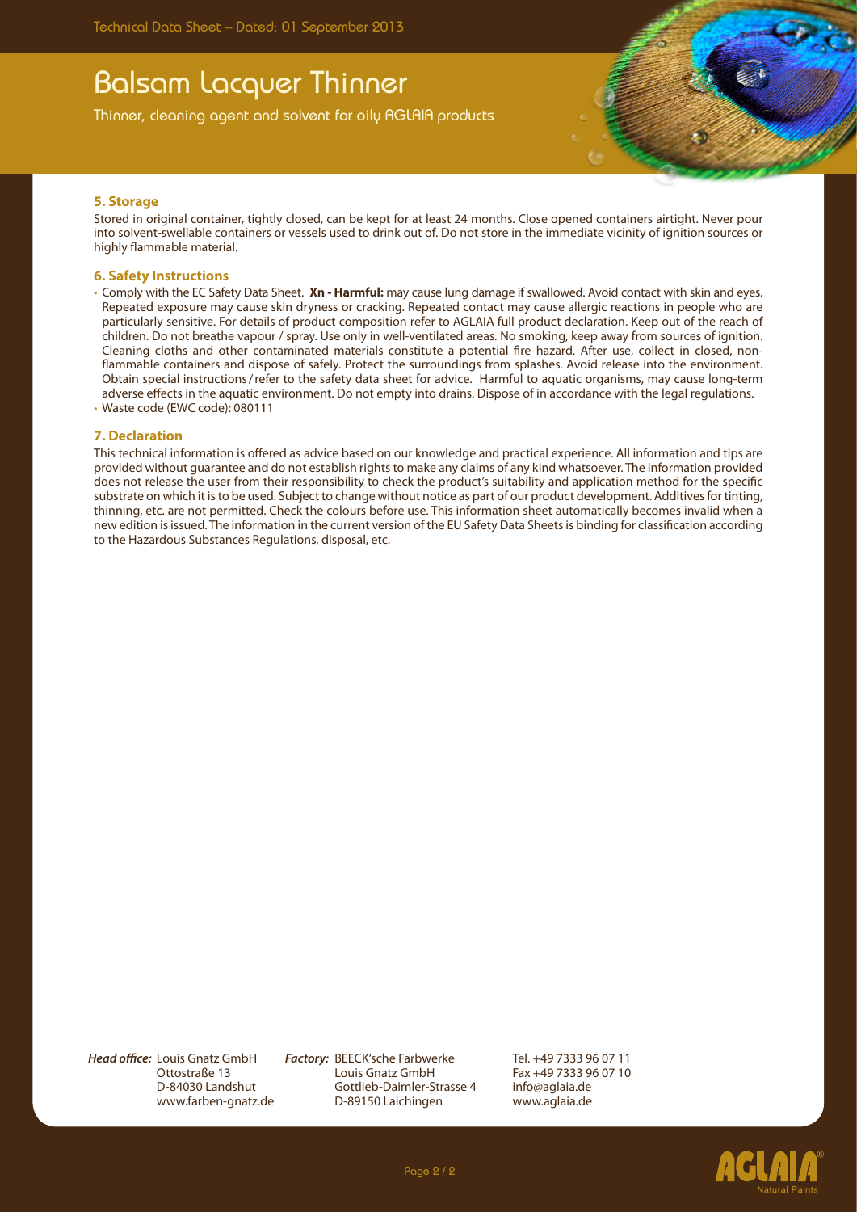# Balsam Lacquer Thinner

Thinner, cleaning agent and solvent for oily AGLAIA products

## 5. Storage

Stored in original container, tightly closed, can be kept for at least 24 months. Close opened containers airtight. Never pour into solvent-swellable containers or vessels used to drink out of. Do not store in the immediate vicinity of ignition sources or highly flammable material.

## 6. Safety Instructions

- Comply with the EC Safety Data Sheet. **Xn - Harmful:** may cause lung damage if swallowed. Avoid contact with skin and eyes. Repeated exposure may cause skin dryness or cracking. Repeated contact may cause allergic reactions in people who are particularly sensitive. For details of product composition refer to AGLAIA full product declaration. Keep out of the reach of children. Do not breathe vapour / spray. Use only in well-ventilated areas. No smoking, keep away from sources of ignition. Cleaning cloths and other contaminated materials constitute a potential fire hazard. After use, collect in closed, non-flammable containers and dispose of safely. Protect the surroundings from splashes. Avoid release into the environment. Obtain special instructions / refer to the safety data sheet for advice. Harmful to aquatic organisms, may cause long-term adverse effects in the aquatic environment. Do not empty into drains. Dispose of in accordance with the legal regulations.
- Waste code (EWC code): 080111

## 7. Declaration

This technical information is offered as advice based on our knowledge and practical experience. All information and tips are provided without guarantee and do not establish rights to make any claims of any kind whatsoever. The information provided does not release the user from their responsibility to check the product's suitability and application method for the specific substrate on which it is to be used. Subject to change without notice as part of our product development. Additives for tinting, thinning, etc. are not permitted. Check the colours before use. This information sheet automatically becomes invalid when a new edition is issued. The information in the current version of the EU Safety Data Sheets is binding for classification according to the Hazardous Substances Regulations, disposal, etc.

***Head office:*** Louis Gnatz GmbH
Ottostraße 13
D-84030 Landshut
www.farben-gnatz.de

***Factory:*** BEECK'sche Farbwerke
Louis Gnatz GmbH
Gottlieb-Daimler-Strasse 4
D-89150 Laichingen

Tel. +49 7333 96 07 11
Fax +49 7333 96 07 10
info@aglaia.de
www.aglaia.de

AGLAIA® Natural Paints